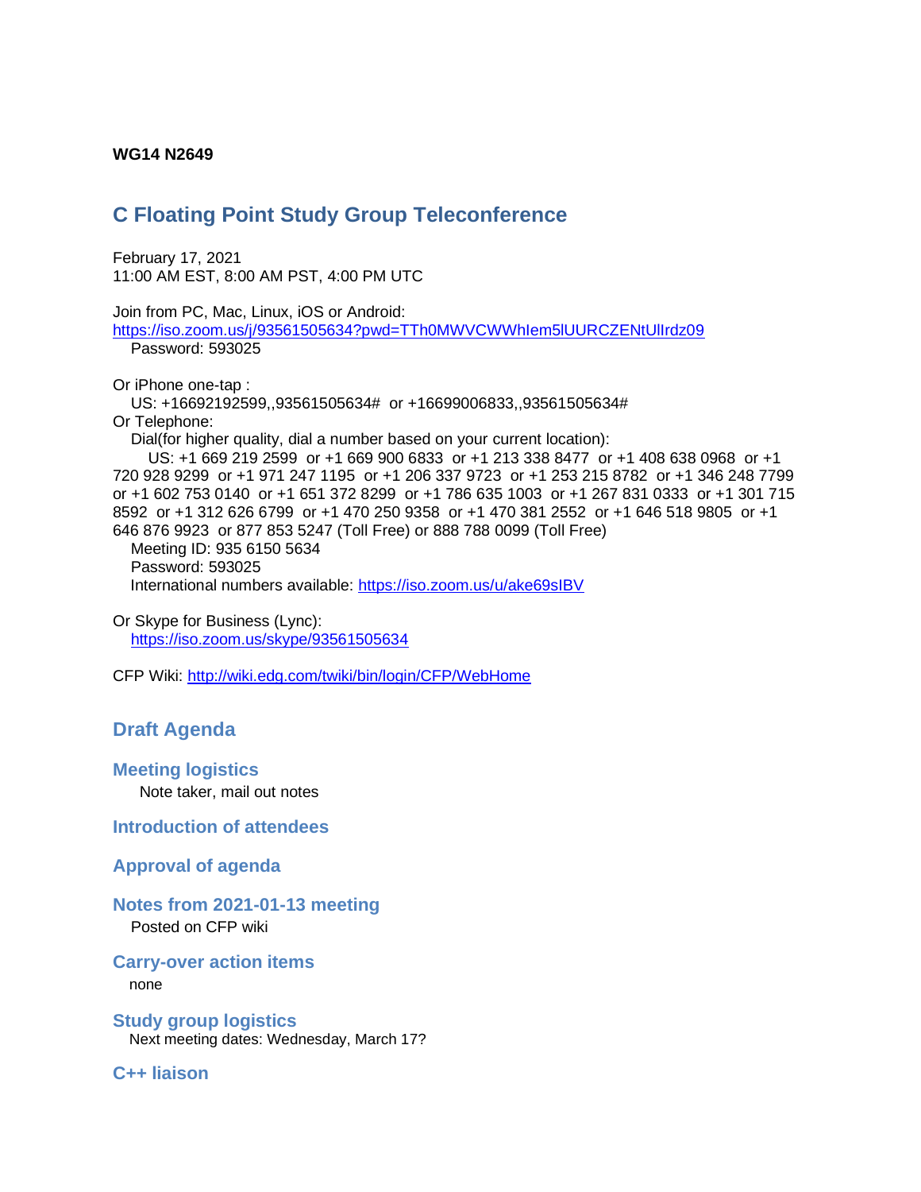**WG14 N2649**

# C Floating Point Study Group Teleconference

February 17, 2021
11:00 AM EST, 8:00 AM PST, 4:00 PM UTC

Join from PC, Mac, Linux, iOS or Android:
https://iso.zoom.us/j/93561505634?pwd=TTh0MWVCWWhIem5lUURCZENtUlIrdz09
Password: 593025

Or iPhone one-tap :
US: +16692192599,,93561505634# or +16699006833,,93561505634#
Or Telephone:
Dial(for higher quality, dial a number based on your current location):
US: +1 669 219 2599 or +1 669 900 6833 or +1 213 338 8477 or +1 408 638 0968 or +1 720 928 9299 or +1 971 247 1195 or +1 206 337 9723 or +1 253 215 8782 or +1 346 248 7799 or +1 602 753 0140 or +1 651 372 8299 or +1 786 635 1003 or +1 267 831 0333 or +1 301 715 8592 or +1 312 626 6799 or +1 470 250 9358 or +1 470 381 2552 or +1 646 518 9805 or +1 646 876 9923 or 877 853 5247 (Toll Free) or 888 788 0099 (Toll Free)
Meeting ID: 935 6150 5634
Password: 593025
International numbers available: https://iso.zoom.us/u/ake69sIBV

Or Skype for Business (Lync):
https://iso.zoom.us/skype/93561505634

CFP Wiki: http://wiki.edg.com/twiki/bin/login/CFP/WebHome

## Draft Agenda

### Meeting logistics

Note taker, mail out notes

### Introduction of attendees

### Approval of agenda

### Notes from 2021-01-13 meeting

Posted on CFP wiki

### Carry-over action items

none

### Study group logistics

Next meeting dates: Wednesday, March 17?

### C++ liaison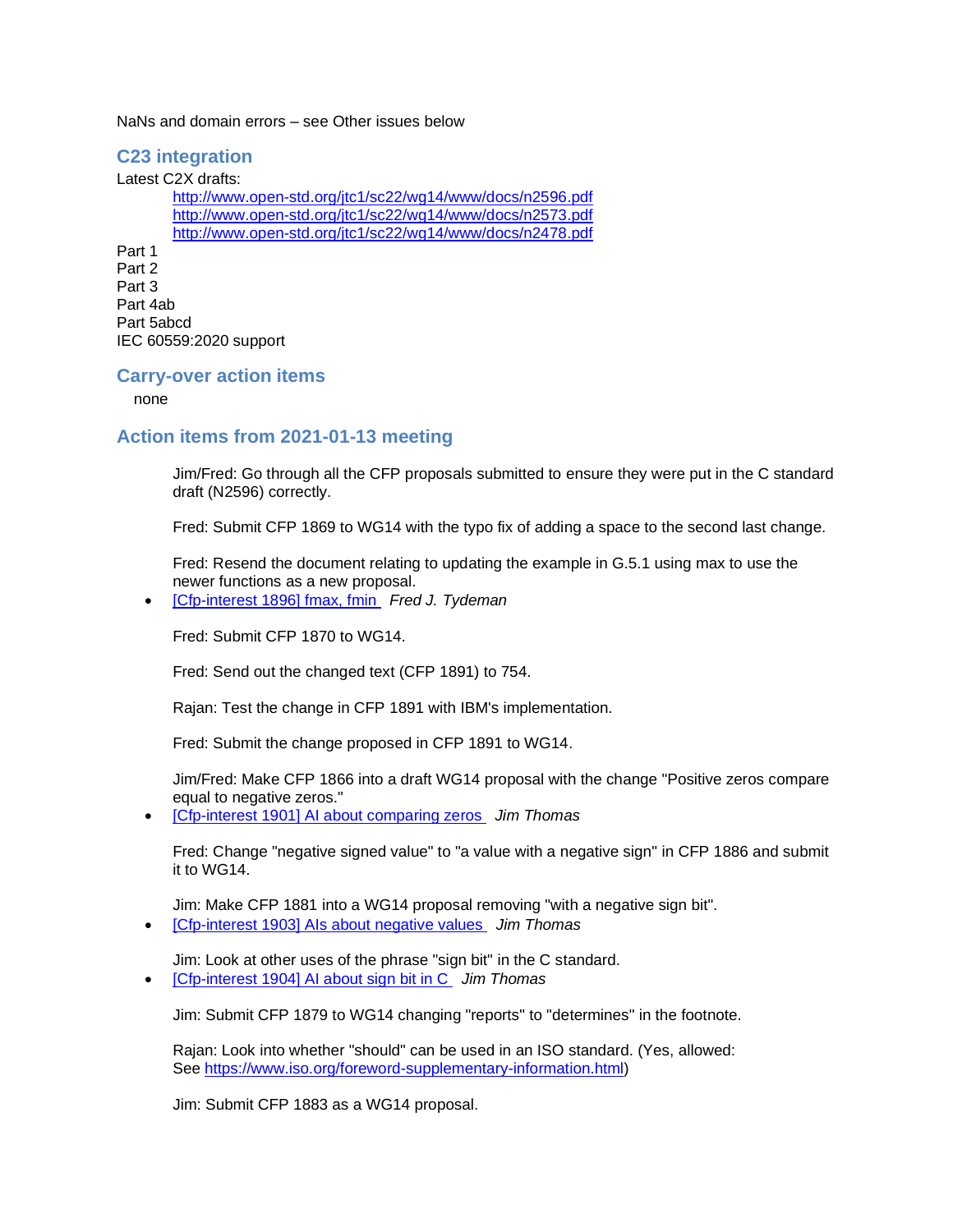NaNs and domain errors – see Other issues below

## C23 integration

Latest C2X drafts:

- http://www.open-std.org/jtc1/sc22/wg14/www/docs/n2596.pdf
- http://www.open-std.org/jtc1/sc22/wg14/www/docs/n2573.pdf
- http://www.open-std.org/jtc1/sc22/wg14/www/docs/n2478.pdf

Part 1
Part 2
Part 3
Part 4ab
Part 5abcd
IEC 60559:2020 support

## Carry-over action items

none

## Action items from 2021-01-13 meeting

Jim/Fred: Go through all the CFP proposals submitted to ensure they were put in the C standard draft (N2596) correctly.

Fred: Submit CFP 1869 to WG14 with the typo fix of adding a space to the second last change.

Fred: Resend the document relating to updating the example in G.5.1 using max to use the newer functions as a new proposal.

- [Cfp-interest 1896] fmax, fmin *Fred J. Tydeman*

Fred: Submit CFP 1870 to WG14.

Fred: Send out the changed text (CFP 1891) to 754.

Rajan: Test the change in CFP 1891 with IBM's implementation.

Fred: Submit the change proposed in CFP 1891 to WG14.

Jim/Fred: Make CFP 1866 into a draft WG14 proposal with the change "Positive zeros compare equal to negative zeros."

- [Cfp-interest 1901] AI about comparing zeros *Jim Thomas*

Fred: Change "negative signed value" to "a value with a negative sign" in CFP 1886 and submit it to WG14.

Jim: Make CFP 1881 into a WG14 proposal removing "with a negative sign bit".

- [Cfp-interest 1903] AIs about negative values *Jim Thomas*

Jim: Look at other uses of the phrase "sign bit" in the C standard.

- [Cfp-interest 1904] AI about sign bit in C *Jim Thomas*

Jim: Submit CFP 1879 to WG14 changing "reports" to "determines" in the footnote.

Rajan: Look into whether "should" can be used in an ISO standard. (Yes, allowed: See https://www.iso.org/foreword-supplementary-information.html)

Jim: Submit CFP 1883 as a WG14 proposal.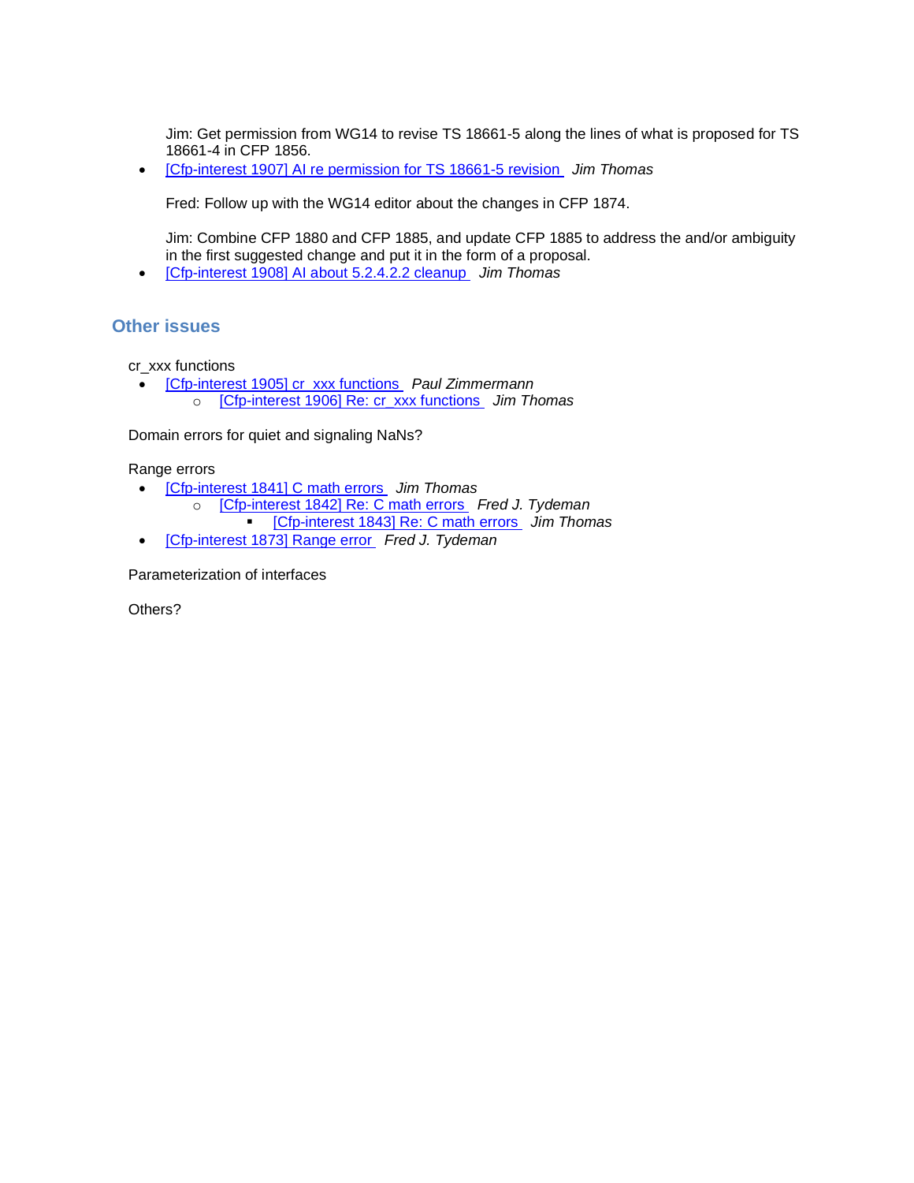Jim: Get permission from WG14 to revise TS 18661-5 along the lines of what is proposed for TS 18661-4 in CFP 1856.

- [Cfp-interest 1907] AI re permission for TS 18661-5 revision *Jim Thomas*

Fred: Follow up with the WG14 editor about the changes in CFP 1874.

Jim: Combine CFP 1880 and CFP 1885, and update CFP 1885 to address the and/or ambiguity in the first suggested change and put it in the form of a proposal.

- [Cfp-interest 1908] AI about 5.2.4.2.2 cleanup *Jim Thomas*

## Other issues

cr_xxx functions

- [Cfp-interest 1905] cr_xxx functions *Paul Zimmermann*
    - [Cfp-interest 1906] Re: cr_xxx functions *Jim Thomas*

Domain errors for quiet and signaling NaNs?

Range errors

- [Cfp-interest 1841] C math errors *Jim Thomas*
    - [Cfp-interest 1842] Re: C math errors *Fred J. Tydeman*
        - [Cfp-interest 1843] Re: C math errors *Jim Thomas*
- [Cfp-interest 1873] Range error *Fred J. Tydeman*

Parameterization of interfaces

Others?